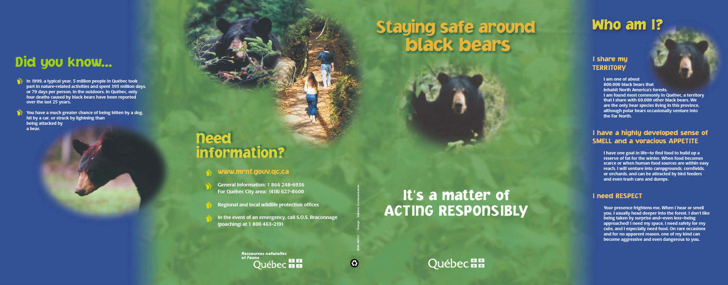## Did you know...

- In 1999, a typical year, 5 million people in Québec took part in nature-related activities and spent 395 million days, or 79 days per person, in the outdoors. In Québec, only four deaths caused by black bears have been reported over the last 25 years.
- You have a much greater chance of being bitten by a dog, hit by a car, or struck by lightning than being attacked by a bear.

## Need information?

- www.mrnf.gouv.qc.ca
- General Information: 1 866 248-6936
  For Québec City area: (418) 627-8600
- Regional and local wildlife protection offices
- In the event of an emergency, call S.O.S. Braconnage (poaching) at 1 800 463-2191

Ressources naturelles et Faune
Québec

2006-4013-6 Design: Vallières Communication

# Staying safe around black bears

## It's a matter of ACTING RESPONSIBLY

Québec

## Who am I?

### I share my TERRITORY

I am one of about 800,000 black bears that inhabit North America's forests. I am found most commonly in Québec, a territory that I share with 60,000 other black bears. We are the only bear species living in this province, although polar bears occasionally venture into the Far North.

### I have a highly developed sense of SMELL and a voracious APPETITE

I have one goal in life—to find food to build up a reserve of fat for the winter. When food becomes scarce or when human food sources are within easy reach, I will venture into campgrounds, cornfields, or orchards, and can be attracted by bird feeders and even trash cans and dumps.

### I need RESPECT

Your presence frightens me. When I hear or smell you, I usually head deeper into the forest. I don't like being taken by surprise and—even less—being approached! I need my space, I need safety for my cubs, and I especially need food. On rare occasions and for no apparent reason, one of my kind can become aggressive and even dangerous to you.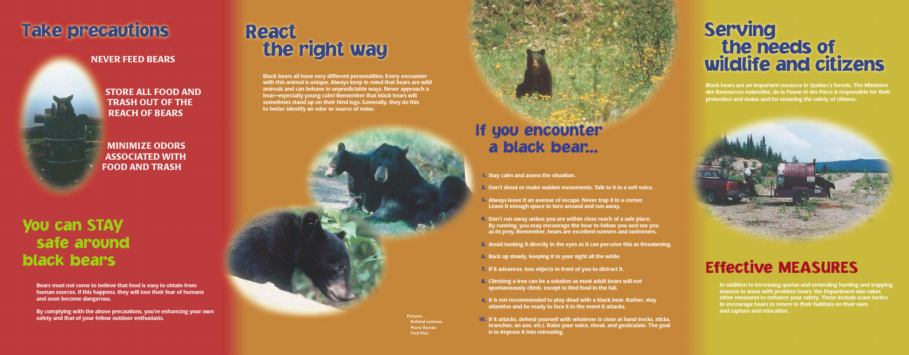# Take precautions

**NEVER FEED BEARS**

**STORE ALL FOOD AND TRASH OUT OF THE REACH OF BEARS**

**MINIMIZE ODORS ASSOCIATED WITH FOOD AND TRASH**

# You can STAY safe around black bears

Bears must not come to believe that food is easy to obtain from human sources. If this happens, they will lose their fear of humans and soon become dangerous.

By complying with the above precautions, you're enhancing your own safety and that of your fellow outdoor enthusiasts.

# React the right way

Black bears all have very different personalities. Every encounter with this animal is unique. Always keep in mind that bears are wild animals and can behave in unpredictable ways. Never approach a bear—especially young cubs! Remember that black bears will sometimes stand up on their hind legs. Generally, they do this to better identify an odor or source of noise.

Pictures:
Rolland Lemieux
Pierre Bernier
Fred Klus

# If you encounter a black bear...

1. Stay calm and assess the situation.
2. Don't shout or make sudden movements. Talk to it in a soft voice.
3. Always leave it an avenue of escape. Never trap it in a corner. Leave it enough space to turn around and run away.
4. Don't run away unless you are within close reach of a safe place. By running, you may encourage the bear to follow you and see you as its prey. Remember, bears are excellent runners and swimmers.
5. Avoid looking it directly in the eyes as it can perceive this as threatening.
6. Back up slowly, keeping it in your sight all the while.
7. If it advances, toss objects in front of you to distract it.
8. Climbing a tree can be a solution as most adult bears will not spontaneously climb, except to find food in the fall.
9. It is not recommended to play dead with a black bear. Rather, stay attentive and be ready to face it in the event it attacks.
10. If it attacks, defend yourself with whatever is close at hand (rocks, sticks, branches, an axe, etc.). Raise your voice, shout, and gesticulate. The goal is to impress it into retreating.

# Serving the needs of wildlife and citizens

Black bears are an important resource in Québec's forests. The Ministère des Ressources naturelles, de la Faune et des Parcs is responsible for their protection and status and for ensuring the safety of citizens.

# Effective MEASURES

In addition to increasing quotas and extending hunting and trapping seasons in areas with problem bears, the Department also takes other measures to enhance your safety. These include scare tactics to encourage bears to return to their habitats on their own, and capture and relocation.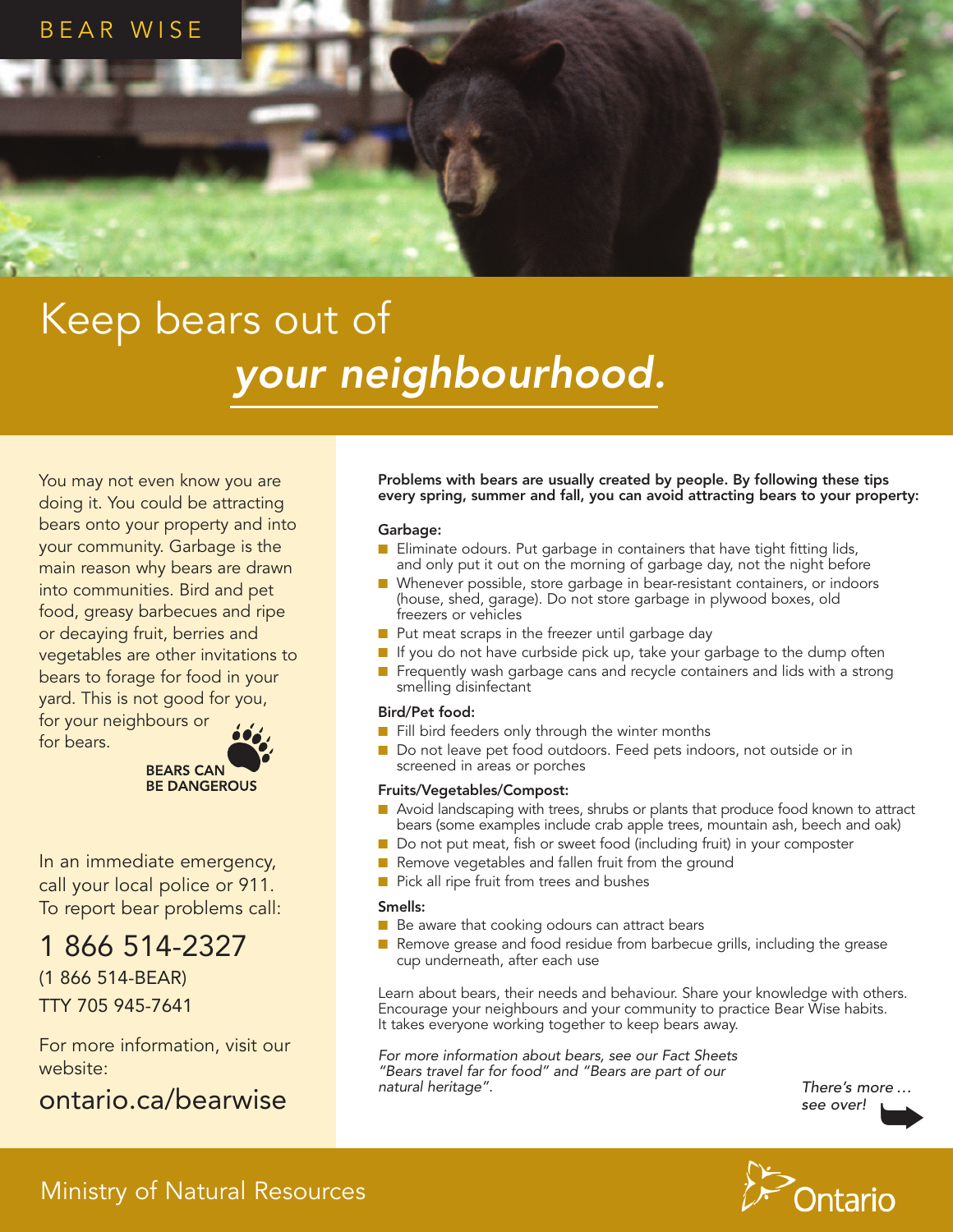BEAR WISE

# Keep bears out of *your neighbourhood.*

You may not even know you are doing it. You could be attracting bears onto your property and into your community. Garbage is the main reason why bears are drawn into communities. Bird and pet food, greasy barbecues and ripe or decaying fruit, berries and vegetables are other invitations to bears to forage for food in your yard. This is not good for you, for your neighbours or for bears.

**BEARS CAN BE DANGEROUS**

In an immediate emergency, call your local police or 911. To report bear problems call:

1 866 514-2327

(1 866 514-BEAR)

TTY 705 945-7641

For more information, visit our website:

ontario.ca/bearwise

**Problems with bears are usually created by people. By following these tips every spring, summer and fall, you can avoid attracting bears to your property:**

### Garbage:

- Eliminate odours. Put garbage in containers that have tight fitting lids, and only put it out on the morning of garbage day, not the night before
- Whenever possible, store garbage in bear-resistant containers, or indoors (house, shed, garage). Do not store garbage in plywood boxes, old freezers or vehicles
- Put meat scraps in the freezer until garbage day
- If you do not have curbside pick up, take your garbage to the dump often
- Frequently wash garbage cans and recycle containers and lids with a strong smelling disinfectant

### Bird/Pet food:

- Fill bird feeders only through the winter months
- Do not leave pet food outdoors. Feed pets indoors, not outside or in screened in areas or porches

### Fruits/Vegetables/Compost:

- Avoid landscaping with trees, shrubs or plants that produce food known to attract bears (some examples include crab apple trees, mountain ash, beech and oak)
- Do not put meat, fish or sweet food (including fruit) in your composter
- Remove vegetables and fallen fruit from the ground
- Pick all ripe fruit from trees and bushes

### Smells:

- Be aware that cooking odours can attract bears
- Remove grease and food residue from barbecue grills, including the grease cup underneath, after each use

Learn about bears, their needs and behaviour. Share your knowledge with others. Encourage your neighbours and your community to practice Bear Wise habits. It takes everyone working together to keep bears away.

*For more information about bears, see our Fact Sheets "Bears travel far for food" and "Bears are part of our natural heritage".*

*There's more … see over!*

Ministry of Natural Resources

Ontario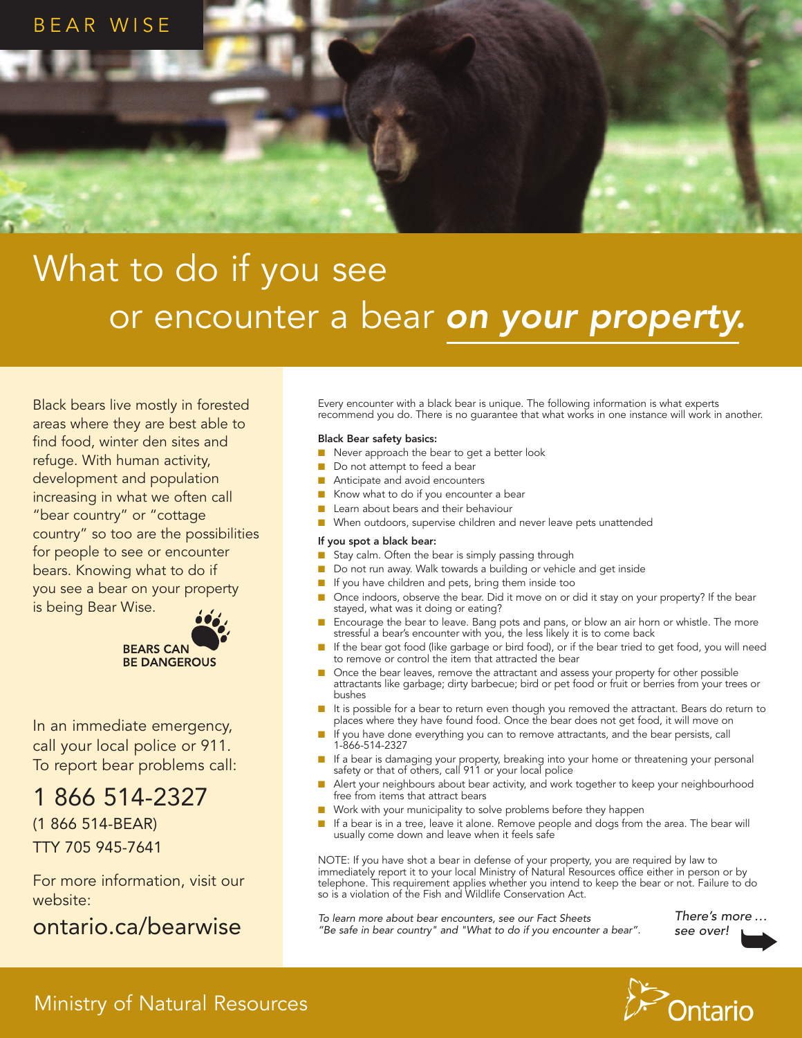BEAR WISE

# What to do if you see or encounter a bear ***on your property.***

Black bears live mostly in forested areas where they are best able to find food, winter den sites and refuge. With human activity, development and population increasing in what we often call "bear country" or "cottage country" so too are the possibilities for people to see or encounter bears. Knowing what to do if you see a bear on your property is being Bear Wise.

**BEARS CAN BE DANGEROUS**

In an immediate emergency, call your local police or 911. To report bear problems call:

## 1 866 514-2327

(1 866 514-BEAR)
TTY 705 945-7641

For more information, visit our website:

**ontario.ca/bearwise**

Every encounter with a black bear is unique. The following information is what experts recommend you do. There is no guarantee that what works in one instance will work in another.

**Black Bear safety basics:**

- Never approach the bear to get a better look
- Do not attempt to feed a bear
- Anticipate and avoid encounters
- Know what to do if you encounter a bear
- Learn about bears and their behaviour
- When outdoors, supervise children and never leave pets unattended

**If you spot a black bear:**

- Stay calm. Often the bear is simply passing through
- Do not run away. Walk towards a building or vehicle and get inside
- If you have children and pets, bring them inside too
- Once indoors, observe the bear. Did it move on or did it stay on your property? If the bear stayed, what was it doing or eating?
- Encourage the bear to leave. Bang pots and pans, or blow an air horn or whistle. The more stressful a bear's encounter with you, the less likely it is to come back
- If the bear got food (like garbage or bird food), or if the bear tried to get food, you will need to remove or control the item that attracted the bear
- Once the bear leaves, remove the attractant and assess your property for other possible attractants like garbage; dirty barbecue; bird or pet food or fruit or berries from your trees or bushes
- It is possible for a bear to return even though you removed the attractant. Bears do return to places where they have found food. Once the bear does not get food, it will move on
- If you have done everything you can to remove attractants, and the bear persists, call 1-866-514-2327
- If a bear is damaging your property, breaking into your home or threatening your personal safety or that of others, call 911 or your local police
- Alert your neighbours about bear activity, and work together to keep your neighbourhood free from items that attract bears
- Work with your municipality to solve problems before they happen
- If a bear is in a tree, leave it alone. Remove people and dogs from the area. The bear will usually come down and leave when it feels safe

NOTE: If you have shot a bear in defense of your property, you are required by law to immediately report it to your local Ministry of Natural Resources office either in person or by telephone. This requirement applies whether you intend to keep the bear or not. Failure to do so is a violation of the Fish and Wildlife Conservation Act.

*To learn more about bear encounters, see our Fact Sheets "Be safe in bear country" and "What to do if you encounter a bear".*

*There's more … see over!*

Ministry of Natural Resources

Ontario